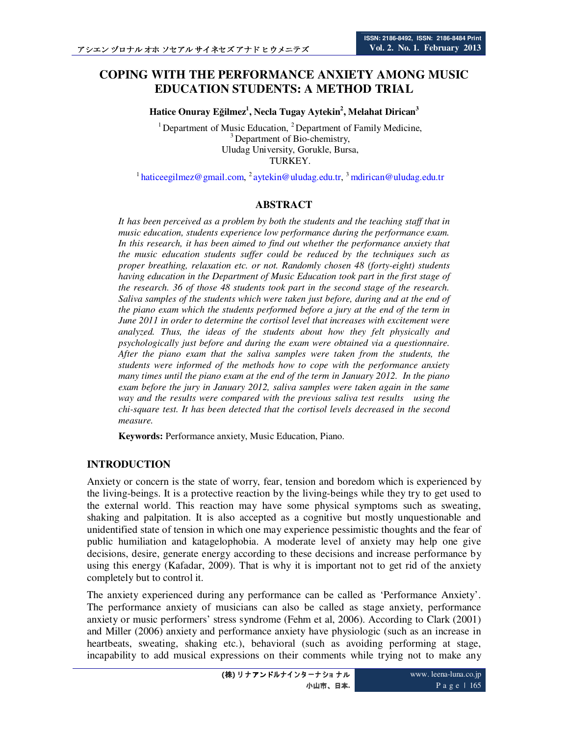# COPING WITH THE PERFORMANCE ANXIETY AMONG MUSIC EDUCATION STUDENTS: A METHOD TRIAL

**Hatice Onuray Eğilmez[1], Necla Tugay Aytekin[2], Melahat Dirican[3]**

[1] Department of Music Education, [2] Department of Family Medicine,
[3] Department of Bio-chemistry,
Uludag University, Gorukle, Bursa,
TURKEY.

[1] haticeegilmez@gmail.com, [2] aytekin@uludag.edu.tr, [3] mdirican@uludag.edu.tr

## ABSTRACT

*It has been perceived as a problem by both the students and the teaching staff that in music education, students experience low performance during the performance exam. In this research, it has been aimed to find out whether the performance anxiety that the music education students suffer could be reduced by the techniques such as proper breathing, relaxation etc. or not. Randomly chosen 48 (forty-eight) students having education in the Department of Music Education took part in the first stage of the research. 36 of those 48 students took part in the second stage of the research. Saliva samples of the students which were taken just before, during and at the end of the piano exam which the students performed before a jury at the end of the term in June 2011 in order to determine the cortisol level that increases with excitement were analyzed. Thus, the ideas of the students about how they felt physically and psychologically just before and during the exam were obtained via a questionnaire. After the piano exam that the saliva samples were taken from the students, the students were informed of the methods how to cope with the performance anxiety many times until the piano exam at the end of the term in January 2012. In the piano exam before the jury in January 2012, saliva samples were taken again in the same way and the results were compared with the previous saliva test results using the chi-square test. It has been detected that the cortisol levels decreased in the second measure.*

**Keywords:** Performance anxiety, Music Education, Piano.

## INTRODUCTION

Anxiety or concern is the state of worry, fear, tension and boredom which is experienced by the living-beings. It is a protective reaction by the living-beings while they try to get used to the external world. This reaction may have some physical symptoms such as sweating, shaking and palpitation. It is also accepted as a cognitive but mostly unquestionable and unidentified state of tension in which one may experience pessimistic thoughts and the fear of public humiliation and katagelophobia. A moderate level of anxiety may help one give decisions, desire, generate energy according to these decisions and increase performance by using this energy (Kafadar, 2009). That is why it is important not to get rid of the anxiety completely but to control it.

The anxiety experienced during any performance can be called as 'Performance Anxiety'. The performance anxiety of musicians can also be called as stage anxiety, performance anxiety or music performers' stress syndrome (Fehm et al, 2006). According to Clark (2001) and Miller (2006) anxiety and performance anxiety have physiologic (such as an increase in heartbeats, sweating, shaking etc.), behavioral (such as avoiding performing at stage, incapability to add musical expressions on their comments while trying not to make any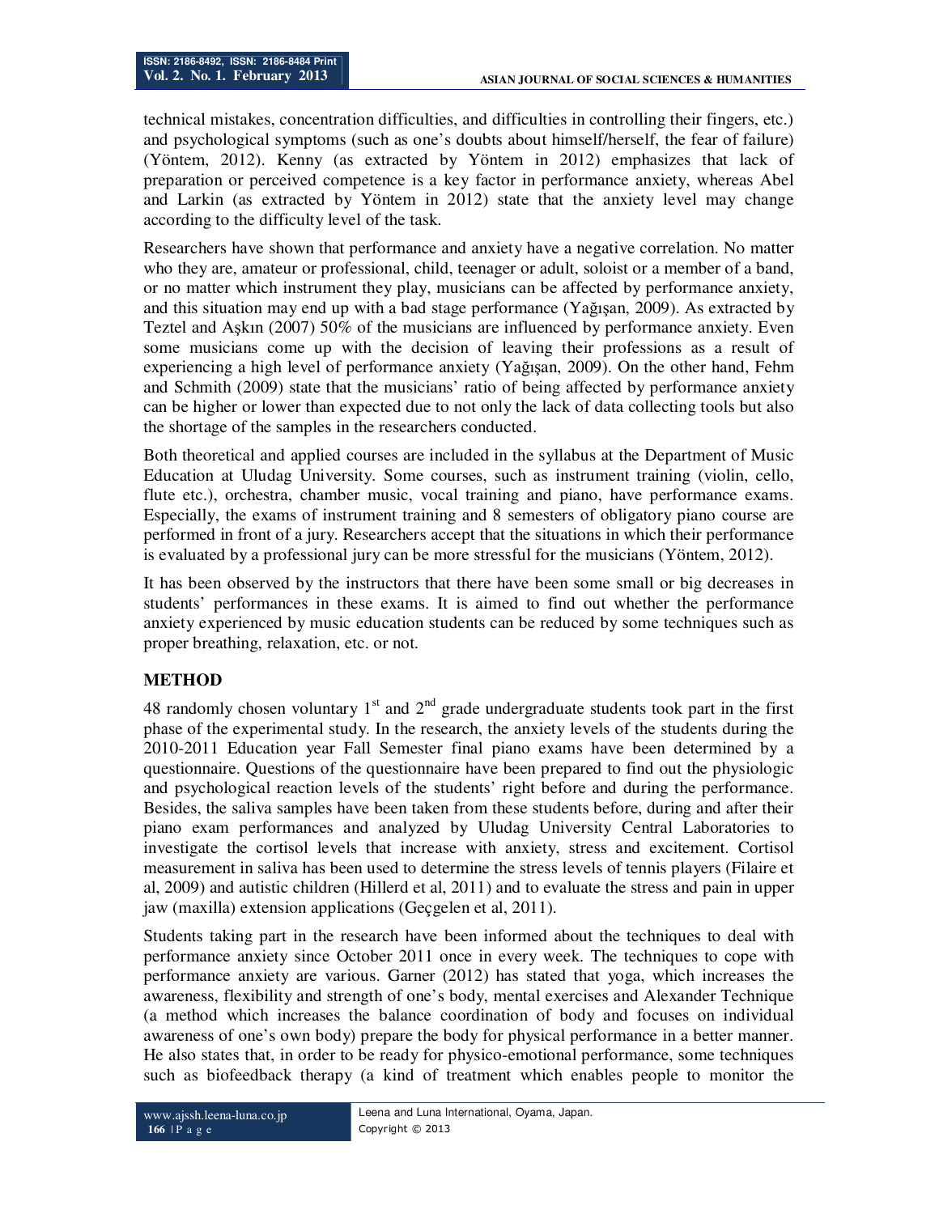technical mistakes, concentration difficulties, and difficulties in controlling their fingers, etc.) and psychological symptoms (such as one's doubts about himself/herself, the fear of failure) (Yöntem, 2012). Kenny (as extracted by Yöntem in 2012) emphasizes that lack of preparation or perceived competence is a key factor in performance anxiety, whereas Abel and Larkin (as extracted by Yöntem in 2012) state that the anxiety level may change according to the difficulty level of the task.

Researchers have shown that performance and anxiety have a negative correlation. No matter who they are, amateur or professional, child, teenager or adult, soloist or a member of a band, or no matter which instrument they play, musicians can be affected by performance anxiety, and this situation may end up with a bad stage performance (Yağışan, 2009). As extracted by Teztel and Aşkın (2007) 50% of the musicians are influenced by performance anxiety. Even some musicians come up with the decision of leaving their professions as a result of experiencing a high level of performance anxiety (Yağışan, 2009). On the other hand, Fehm and Schmith (2009) state that the musicians' ratio of being affected by performance anxiety can be higher or lower than expected due to not only the lack of data collecting tools but also the shortage of the samples in the researchers conducted.

Both theoretical and applied courses are included in the syllabus at the Department of Music Education at Uludag University. Some courses, such as instrument training (violin, cello, flute etc.), orchestra, chamber music, vocal training and piano, have performance exams. Especially, the exams of instrument training and 8 semesters of obligatory piano course are performed in front of a jury. Researchers accept that the situations in which their performance is evaluated by a professional jury can be more stressful for the musicians (Yöntem, 2012).

It has been observed by the instructors that there have been some small or big decreases in students' performances in these exams. It is aimed to find out whether the performance anxiety experienced by music education students can be reduced by some techniques such as proper breathing, relaxation, etc. or not.

## METHOD

48 randomly chosen voluntary 1st and 2nd grade undergraduate students took part in the first phase of the experimental study. In the research, the anxiety levels of the students during the 2010-2011 Education year Fall Semester final piano exams have been determined by a questionnaire. Questions of the questionnaire have been prepared to find out the physiologic and psychological reaction levels of the students' right before and during the performance. Besides, the saliva samples have been taken from these students before, during and after their piano exam performances and analyzed by Uludag University Central Laboratories to investigate the cortisol levels that increase with anxiety, stress and excitement. Cortisol measurement in saliva has been used to determine the stress levels of tennis players (Filaire et al, 2009) and autistic children (Hillerd et al, 2011) and to evaluate the stress and pain in upper jaw (maxilla) extension applications (Geçgelen et al, 2011).

Students taking part in the research have been informed about the techniques to deal with performance anxiety since October 2011 once in every week. The techniques to cope with performance anxiety are various. Garner (2012) has stated that yoga, which increases the awareness, flexibility and strength of one's body, mental exercises and Alexander Technique (a method which increases the balance coordination of body and focuses on individual awareness of one's own body) prepare the body for physical performance in a better manner. He also states that, in order to be ready for physico-emotional performance, some techniques such as biofeedback therapy (a kind of treatment which enables people to monitor the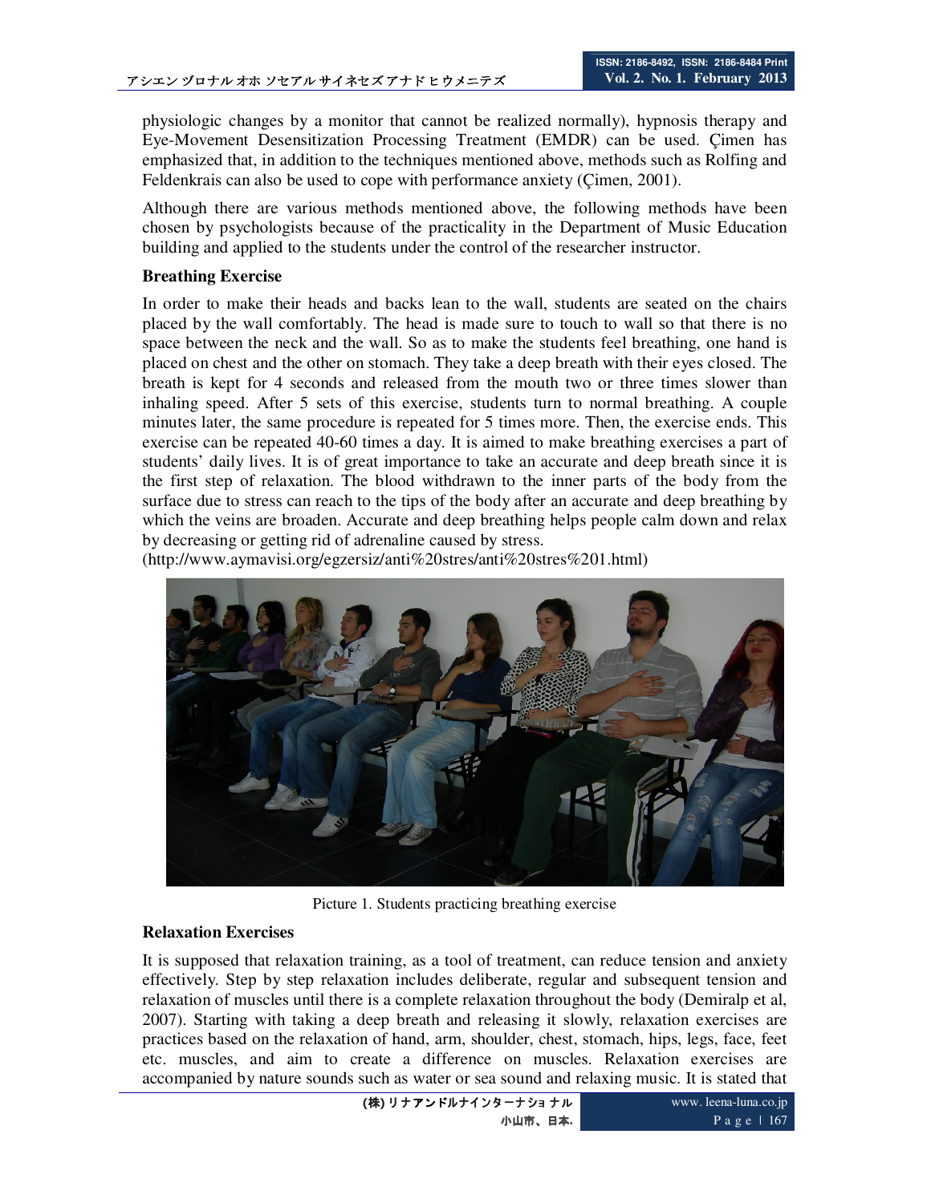physiologic changes by a monitor that cannot be realized normally), hypnosis therapy and Eye-Movement Desensitization Processing Treatment (EMDR) can be used. Çimen has emphasized that, in addition to the techniques mentioned above, methods such as Rolfing and Feldenkrais can also be used to cope with performance anxiety (Çimen, 2001).

Although there are various methods mentioned above, the following methods have been chosen by psychologists because of the practicality in the Department of Music Education building and applied to the students under the control of the researcher instructor.

**Breathing Exercise**

In order to make their heads and backs lean to the wall, students are seated on the chairs placed by the wall comfortably. The head is made sure to touch to wall so that there is no space between the neck and the wall. So as to make the students feel breathing, one hand is placed on chest and the other on stomach. They take a deep breath with their eyes closed. The breath is kept for 4 seconds and released from the mouth two or three times slower than inhaling speed. After 5 sets of this exercise, students turn to normal breathing. A couple minutes later, the same procedure is repeated for 5 times more. Then, the exercise ends. This exercise can be repeated 40-60 times a day. It is aimed to make breathing exercises a part of students' daily lives. It is of great importance to take an accurate and deep breath since it is the first step of relaxation. The blood withdrawn to the inner parts of the body from the surface due to stress can reach to the tips of the body after an accurate and deep breathing by which the veins are broaden. Accurate and deep breathing helps people calm down and relax by decreasing or getting rid of adrenaline caused by stress. (http://www.aymavisi.org/egzersiz/anti%20stres/anti%20stres%201.html)

Picture 1. Students practicing breathing exercise

**Relaxation Exercises**

It is supposed that relaxation training, as a tool of treatment, can reduce tension and anxiety effectively. Step by step relaxation includes deliberate, regular and subsequent tension and relaxation of muscles until there is a complete relaxation throughout the body (Demiralp et al, 2007). Starting with taking a deep breath and releasing it slowly, relaxation exercises are practices based on the relaxation of hand, arm, shoulder, chest, stomach, hips, legs, face, feet etc. muscles, and aim to create a difference on muscles. Relaxation exercises are accompanied by nature sounds such as water or sea sound and relaxing music. It is stated that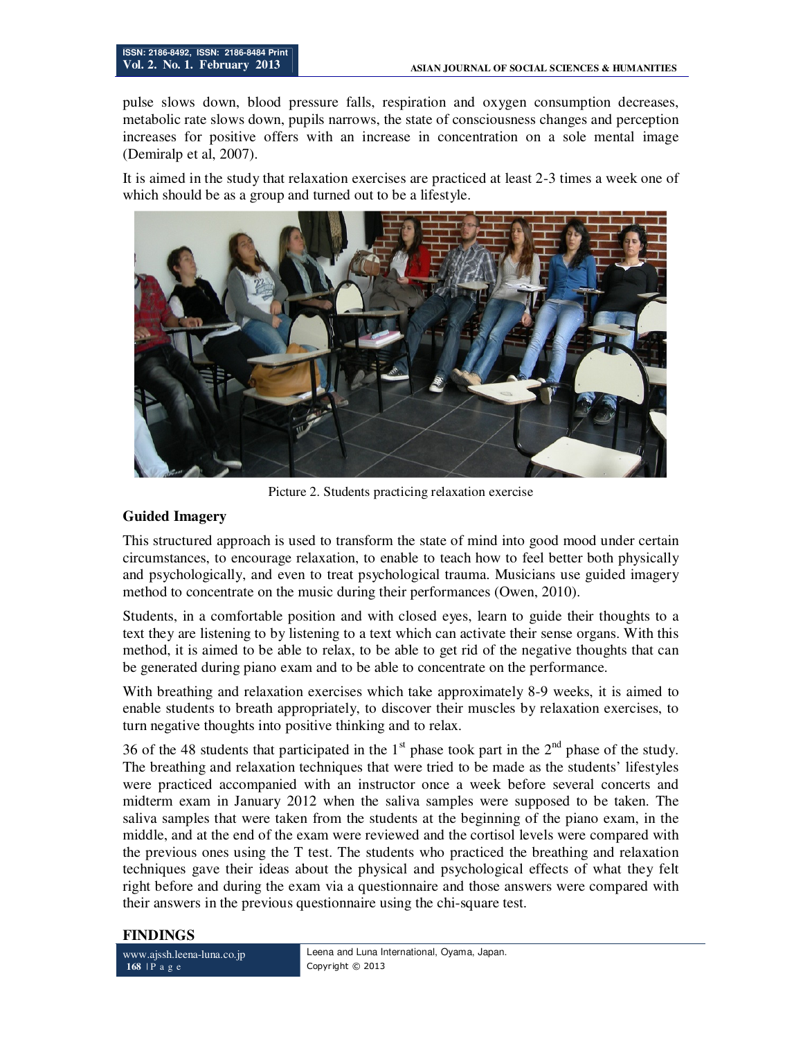pulse slows down, blood pressure falls, respiration and oxygen consumption decreases, metabolic rate slows down, pupils narrows, the state of consciousness changes and perception increases for positive offers with an increase in concentration on a sole mental image (Demiralp et al, 2007).

It is aimed in the study that relaxation exercises are practiced at least 2-3 times a week one of which should be as a group and turned out to be a lifestyle.

Picture 2. Students practicing relaxation exercise

### Guided Imagery

This structured approach is used to transform the state of mind into good mood under certain circumstances, to encourage relaxation, to enable to teach how to feel better both physically and psychologically, and even to treat psychological trauma. Musicians use guided imagery method to concentrate on the music during their performances (Owen, 2010).

Students, in a comfortable position and with closed eyes, learn to guide their thoughts to a text they are listening to by listening to a text which can activate their sense organs. With this method, it is aimed to be able to relax, to be able to get rid of the negative thoughts that can be generated during piano exam and to be able to concentrate on the performance.

With breathing and relaxation exercises which take approximately 8-9 weeks, it is aimed to enable students to breath appropriately, to discover their muscles by relaxation exercises, to turn negative thoughts into positive thinking and to relax.

36 of the 48 students that participated in the 1st phase took part in the 2nd phase of the study. The breathing and relaxation techniques that were tried to be made as the students' lifestyles were practiced accompanied with an instructor once a week before several concerts and midterm exam in January 2012 when the saliva samples were supposed to be taken. The saliva samples that were taken from the students at the beginning of the piano exam, in the middle, and at the end of the exam were reviewed and the cortisol levels were compared with the previous ones using the T test. The students who practiced the breathing and relaxation techniques gave their ideas about the physical and psychological effects of what they felt right before and during the exam via a questionnaire and those answers were compared with their answers in the previous questionnaire using the chi-square test.

## FINDINGS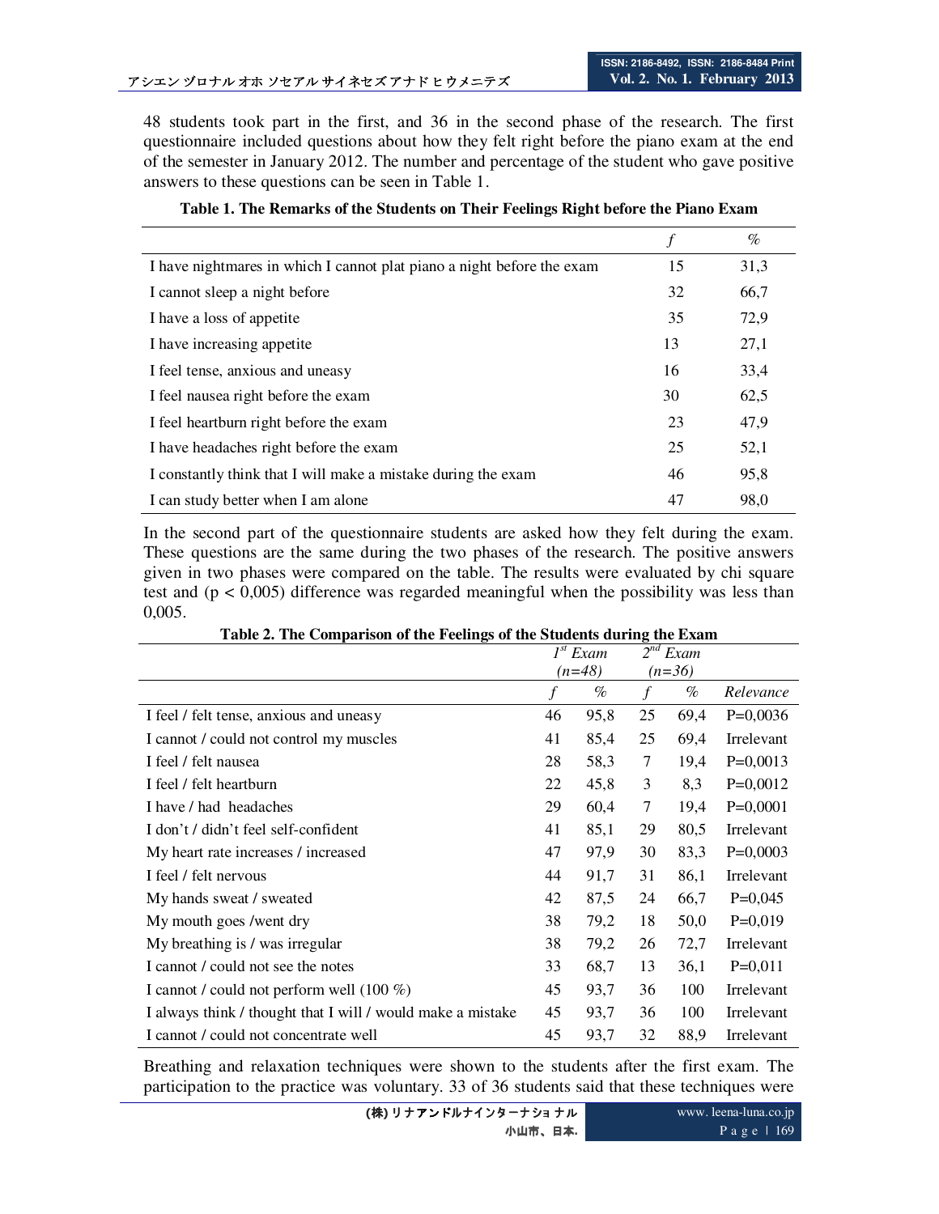48 students took part in the first, and 36 in the second phase of the research. The first questionnaire included questions about how they felt right before the piano exam at the end of the semester in January 2012. The number and percentage of the student who gave positive answers to these questions can be seen in Table 1.

**Table 1. The Remarks of the Students on Their Feelings Right before the Piano Exam**

| | *f* | % |
|---|---|---|
| I have nightmares in which I cannot plat piano a night before the exam | 15 | 31,3 |
| I cannot sleep a night before | 32 | 66,7 |
| I have a loss of appetite | 35 | 72,9 |
| I have increasing appetite | 13 | 27,1 |
| I feel tense, anxious and uneasy | 16 | 33,4 |
| I feel nausea right before the exam | 30 | 62,5 |
| I feel heartburn right before the exam | 23 | 47,9 |
| I have headaches right before the exam | 25 | 52,1 |
| I constantly think that I will make a mistake during the exam | 46 | 95,8 |
| I can study better when I am alone | 47 | 98,0 |

In the second part of the questionnaire students are asked how they felt during the exam. These questions are the same during the two phases of the research. The positive answers given in two phases were compared on the table. The results were evaluated by chi square test and (p < 0,005) difference was regarded meaningful when the possibility was less than 0,005.

**Table 2. The Comparison of the Feelings of the Students during the Exam**

| | *1st Exam (n=48)* | | *2nd Exam (n=36)* | | |
|---|---|---|---|---|---|
| | *f* | % | *f* | % | *Relevance* |
| I feel / felt tense, anxious and uneasy | 46 | 95,8 | 25 | 69,4 | P=0,0036 |
| I cannot / could not control my muscles | 41 | 85,4 | 25 | 69,4 | Irrelevant |
| I feel / felt nausea | 28 | 58,3 | 7 | 19,4 | P=0,0013 |
| I feel / felt heartburn | 22 | 45,8 | 3 | 8,3 | P=0,0012 |
| I have / had headaches | 29 | 60,4 | 7 | 19,4 | P=0,0001 |
| I don't / didn't feel self-confident | 41 | 85,1 | 29 | 80,5 | Irrelevant |
| My heart rate increases / increased | 47 | 97,9 | 30 | 83,3 | P=0,0003 |
| I feel / felt nervous | 44 | 91,7 | 31 | 86,1 | Irrelevant |
| My hands sweat / sweated | 42 | 87,5 | 24 | 66,7 | P=0,045 |
| My mouth goes /went dry | 38 | 79,2 | 18 | 50,0 | P=0,019 |
| My breathing is / was irregular | 38 | 79,2 | 26 | 72,7 | Irrelevant |
| I cannot / could not see the notes | 33 | 68,7 | 13 | 36,1 | P=0,011 |
| I cannot / could not perform well (100 %) | 45 | 93,7 | 36 | 100 | Irrelevant |
| I always think / thought that I will / would make a mistake | 45 | 93,7 | 36 | 100 | Irrelevant |
| I cannot / could not concentrate well | 45 | 93,7 | 32 | 88,9 | Irrelevant |

Breathing and relaxation techniques were shown to the students after the first exam. The participation to the practice was voluntary. 33 of 36 students said that these techniques were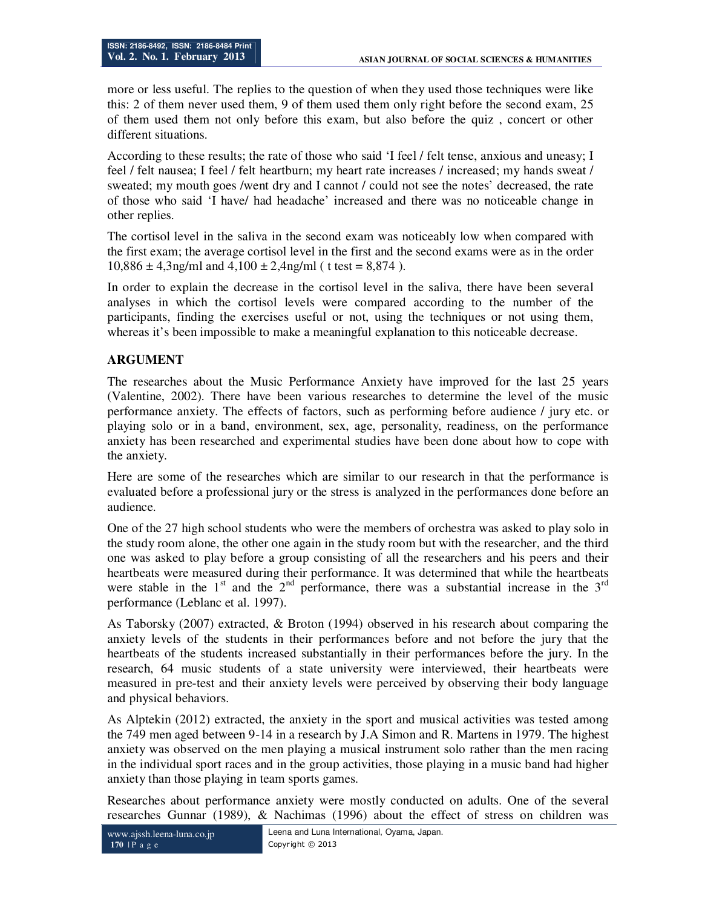more or less useful. The replies to the question of when they used those techniques were like this: 2 of them never used them, 9 of them used them only right before the second exam, 25 of them used them not only before this exam, but also before the quiz , concert or other different situations.

According to these results; the rate of those who said 'I feel / felt tense, anxious and uneasy; I feel / felt nausea; I feel / felt heartburn; my heart rate increases / increased; my hands sweat / sweated; my mouth goes /went dry and I cannot / could not see the notes' decreased, the rate of those who said 'I have/ had headache' increased and there was no noticeable change in other replies.

The cortisol level in the saliva in the second exam was noticeably low when compared with the first exam; the average cortisol level in the first and the second exams were as in the order 10,886 ± 4,3ng/ml and 4,100 ± 2,4ng/ml ( t test = 8,874 ).

In order to explain the decrease in the cortisol level in the saliva, there have been several analyses in which the cortisol levels were compared according to the number of the participants, finding the exercises useful or not, using the techniques or not using them, whereas it's been impossible to make a meaningful explanation to this noticeable decrease.

## ARGUMENT

The researches about the Music Performance Anxiety have improved for the last 25 years (Valentine, 2002). There have been various researches to determine the level of the music performance anxiety. The effects of factors, such as performing before audience / jury etc. or playing solo or in a band, environment, sex, age, personality, readiness, on the performance anxiety has been researched and experimental studies have been done about how to cope with the anxiety.

Here are some of the researches which are similar to our research in that the performance is evaluated before a professional jury or the stress is analyzed in the performances done before an audience.

One of the 27 high school students who were the members of orchestra was asked to play solo in the study room alone, the other one again in the study room but with the researcher, and the third one was asked to play before a group consisting of all the researchers and his peers and their heartbeats were measured during their performance. It was determined that while the heartbeats were stable in the 1st and the 2nd performance, there was a substantial increase in the 3rd performance (Leblanc et al. 1997).

As Taborsky (2007) extracted, & Broton (1994) observed in his research about comparing the anxiety levels of the students in their performances before and not before the jury that the heartbeats of the students increased substantially in their performances before the jury. In the research, 64 music students of a state university were interviewed, their heartbeats were measured in pre-test and their anxiety levels were perceived by observing their body language and physical behaviors.

As Alptekin (2012) extracted, the anxiety in the sport and musical activities was tested among the 749 men aged between 9-14 in a research by J.A Simon and R. Martens in 1979. The highest anxiety was observed on the men playing a musical instrument solo rather than the men racing in the individual sport races and in the group activities, those playing in a music band had higher anxiety than those playing in team sports games.

Researches about performance anxiety were mostly conducted on adults. One of the several researches Gunnar (1989), & Nachimas (1996) about the effect of stress on children was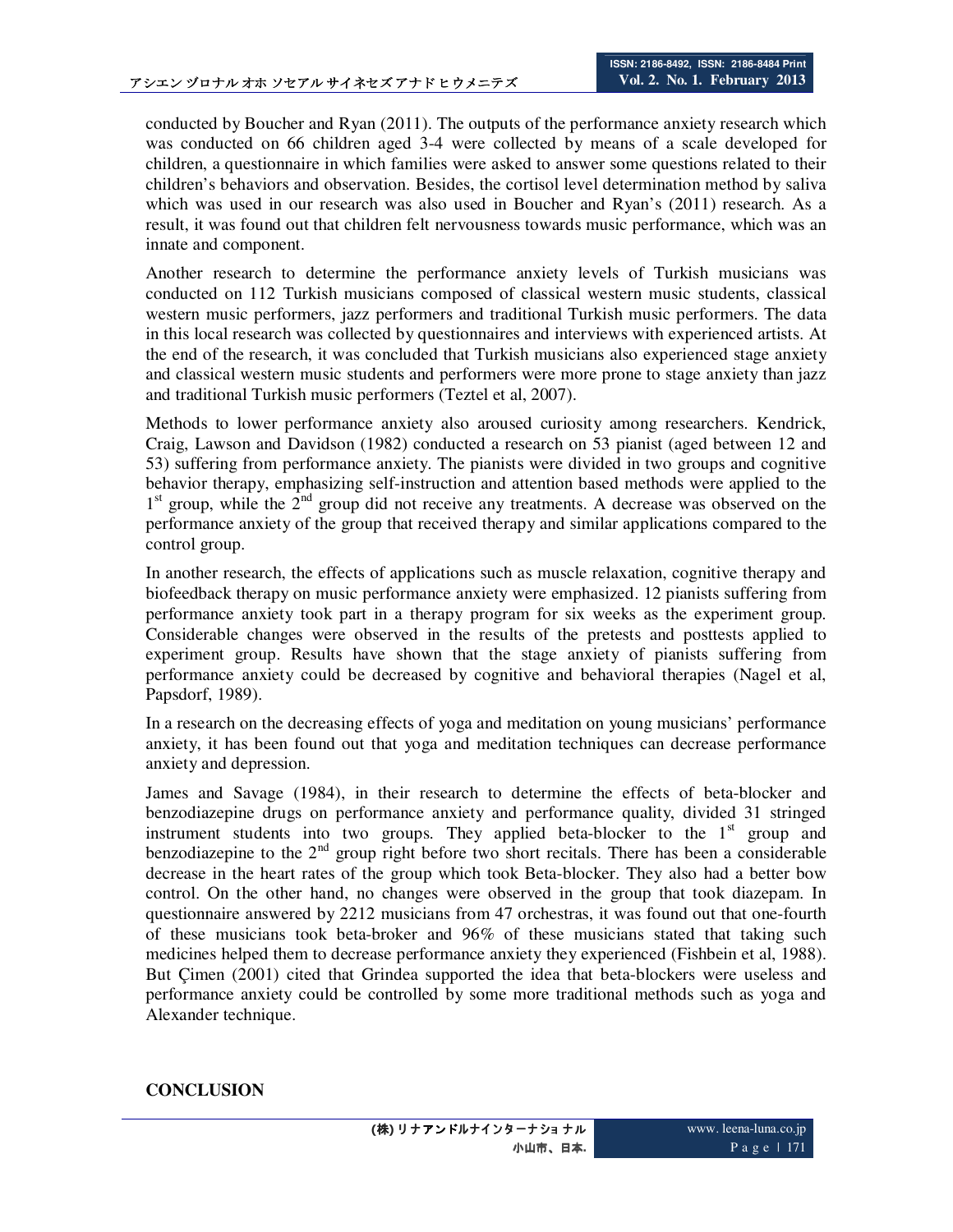conducted by Boucher and Ryan (2011). The outputs of the performance anxiety research which was conducted on 66 children aged 3-4 were collected by means of a scale developed for children, a questionnaire in which families were asked to answer some questions related to their children's behaviors and observation. Besides, the cortisol level determination method by saliva which was used in our research was also used in Boucher and Ryan's (2011) research. As a result, it was found out that children felt nervousness towards music performance, which was an innate and component.

Another research to determine the performance anxiety levels of Turkish musicians was conducted on 112 Turkish musicians composed of classical western music students, classical western music performers, jazz performers and traditional Turkish music performers. The data in this local research was collected by questionnaires and interviews with experienced artists. At the end of the research, it was concluded that Turkish musicians also experienced stage anxiety and classical western music students and performers were more prone to stage anxiety than jazz and traditional Turkish music performers (Teztel et al, 2007).

Methods to lower performance anxiety also aroused curiosity among researchers. Kendrick, Craig, Lawson and Davidson (1982) conducted a research on 53 pianist (aged between 12 and 53) suffering from performance anxiety. The pianists were divided in two groups and cognitive behavior therapy, emphasizing self-instruction and attention based methods were applied to the 1st group, while the 2nd group did not receive any treatments. A decrease was observed on the performance anxiety of the group that received therapy and similar applications compared to the control group.

In another research, the effects of applications such as muscle relaxation, cognitive therapy and biofeedback therapy on music performance anxiety were emphasized. 12 pianists suffering from performance anxiety took part in a therapy program for six weeks as the experiment group. Considerable changes were observed in the results of the pretests and posttests applied to experiment group. Results have shown that the stage anxiety of pianists suffering from performance anxiety could be decreased by cognitive and behavioral therapies (Nagel et al, Papsdorf, 1989).

In a research on the decreasing effects of yoga and meditation on young musicians' performance anxiety, it has been found out that yoga and meditation techniques can decrease performance anxiety and depression.

James and Savage (1984), in their research to determine the effects of beta-blocker and benzodiazepine drugs on performance anxiety and performance quality, divided 31 stringed instrument students into two groups. They applied beta-blocker to the 1st group and benzodiazepine to the 2nd group right before two short recitals. There has been a considerable decrease in the heart rates of the group which took Beta-blocker. They also had a better bow control. On the other hand, no changes were observed in the group that took diazepam. In questionnaire answered by 2212 musicians from 47 orchestras, it was found out that one-fourth of these musicians took beta-broker and 96% of these musicians stated that taking such medicines helped them to decrease performance anxiety they experienced (Fishbein et al, 1988). But Çimen (2001) cited that Grindea supported the idea that beta-blockers were useless and performance anxiety could be controlled by some more traditional methods such as yoga and Alexander technique.

## CONCLUSION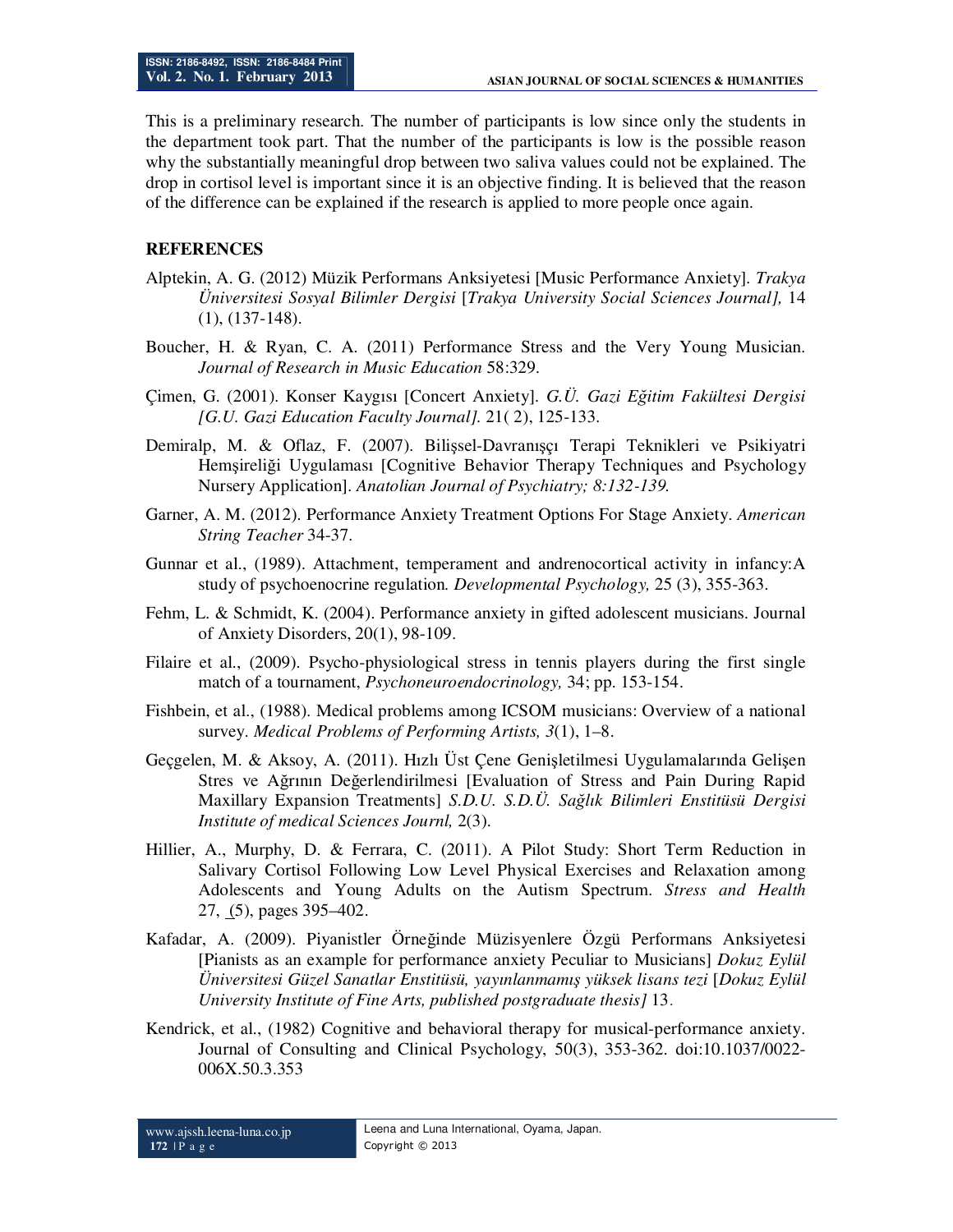This is a preliminary research. The number of participants is low since only the students in the department took part. That the number of the participants is low is the possible reason why the substantially meaningful drop between two saliva values could not be explained. The drop in cortisol level is important since it is an objective finding. It is believed that the reason of the difference can be explained if the research is applied to more people once again.

## REFERENCES

Alptekin, A. G. (2012) Müzik Performans Anksiyetesi [Music Performance Anxiety]. *Trakya Üniversitesi Sosyal Bilimler Dergisi* [*Trakya University Social Sciences Journal],* 14 (1), (137-148).

Boucher, H. & Ryan, C. A. (2011) Performance Stress and the Very Young Musician. *Journal of Research in Music Education* 58:329.

Çimen, G. (2001). Konser Kaygısı [Concert Anxiety]. *G.Ü. Gazi Eğitim Fakültesi Dergisi [G.U. Gazi Education Faculty Journal].* 21( 2), 125-133.

Demiralp, M. & Oflaz, F. (2007). Bilişsel-Davranışçı Terapi Teknikleri ve Psikiyatri Hemşireliği Uygulaması [Cognitive Behavior Therapy Techniques and Psychology Nursery Application]. *Anatolian Journal of Psychiatry; 8:132-139.*

Garner, A. M. (2012). Performance Anxiety Treatment Options For Stage Anxiety. *American String Teacher* 34-37.

Gunnar et al., (1989). Attachment, temperament and andrenocortical activity in infancy:A study of psychoenocrine regulation. *Developmental Psychology,* 25 (3), 355-363.

Fehm, L. & Schmidt, K. (2004). Performance anxiety in gifted adolescent musicians. Journal of Anxiety Disorders, 20(1), 98-109.

Filaire et al., (2009). Psycho-physiological stress in tennis players during the first single match of a tournament, *Psychoneuroendocrinology,* 34; pp. 153-154.

Fishbein, et al., (1988). Medical problems among ICSOM musicians: Overview of a national survey. *Medical Problems of Performing Artists, 3*(1), 1–8.

Geçgelen, M. & Aksoy, A. (2011). Hızlı Üst Çene Genişletilmesi Uygulamalarında Gelişen Stres ve Ağrının Değerlendirilmesi [Evaluation of Stress and Pain During Rapid Maxillary Expansion Treatments] *S.D.U. S.D.Ü. Sağlık Bilimleri Enstitüsü Dergisi Institute of medical Sciences Journl,* 2(3).

Hillier, A., Murphy, D. & Ferrara, C. (2011). A Pilot Study: Short Term Reduction in Salivary Cortisol Following Low Level Physical Exercises and Relaxation among Adolescents and Young Adults on the Autism Spectrum. *Stress and Health* 27, (5), pages 395–402.

Kafadar, A. (2009). Piyanistler Örneğinde Müzisyenlere Özgü Performans Anksiyetesi [Pianists as an example for performance anxiety Peculiar to Musicians] *Dokuz Eylül Üniversitesi Güzel Sanatlar Enstitüsü, yayınlanmamış yüksek lisans tezi* [*Dokuz Eylül University Institute of Fine Arts, published postgraduate thesis]* 13.

Kendrick, et al., (1982) Cognitive and behavioral therapy for musical-performance anxiety. Journal of Consulting and Clinical Psychology, 50(3), 353-362. doi:10.1037/0022-006X.50.3.353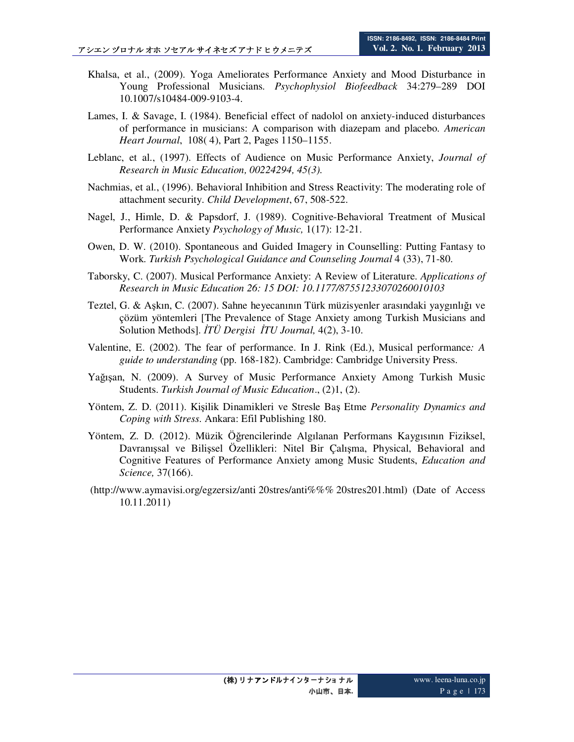Khalsa, et al., (2009). Yoga Ameliorates Performance Anxiety and Mood Disturbance in Young Professional Musicians. *Psychophysiol Biofeedback* 34:279–289 DOI 10.1007/s10484-009-9103-4.

Lames, I. & Savage, I. (1984). Beneficial effect of nadolol on anxiety-induced disturbances of performance in musicians: A comparison with diazepam and placebo. *American Heart Journal*, 108( 4), Part 2, Pages 1150–1155.

Leblanc, et al., (1997). Effects of Audience on Music Performance Anxiety, *Journal of Research in Music Education, 00224294, 45(3).*

Nachmias, et al., (1996). Behavioral Inhibition and Stress Reactivity: The moderating role of attachment security. *Child Development*, 67, 508-522.

Nagel, J., Himle, D. & Papsdorf, J. (1989). Cognitive-Behavioral Treatment of Musical Performance Anxiety *Psychology of Music,* 1(17): 12-21.

Owen, D. W. (2010). Spontaneous and Guided Imagery in Counselling: Putting Fantasy to Work. *Turkish Psychological Guidance and Counseling Journal* 4 (33), 71-80.

Taborsky, C. (2007). Musical Performance Anxiety: A Review of Literature. *Applications of Research in Music Education 26: 15 DOI: 10.1177/8755123307026001010З*

Teztel, G. & Aşkın, C. (2007). Sahne heyecanının Türk müzisyenler arasındaki yaygınlığı ve çözüm yöntemleri [The Prevalence of Stage Anxiety among Turkish Musicians and Solution Methods]. *İTÜ Dergisi İTU Journal,* 4(2), 3-10.

Valentine, E. (2002). The fear of performance. In J. Rink (Ed.), Musical performance*: A guide to understanding* (pp. 168-182). Cambridge: Cambridge University Press.

Yağışan, N. (2009). A Survey of Music Performance Anxiety Among Turkish Music Students. *Turkish Journal of Music Education*., (2)1, (2).

Yöntem, Z. D. (2011). Kişilik Dinamikleri ve Stresle Baş Etme *Personality Dynamics and Coping with Stress.* Ankara: Efil Publishing 180.

Yöntem, Z. D. (2012). Müzik Öğrencilerinde Algılanan Performans Kaygısının Fiziksel, Davranışsal ve Bilişsel Özellikleri: Nitel Bir Çalışma, Physical, Behavioral and Cognitive Features of Performance Anxiety among Music Students, *Education and Science,* 37(166).

(http://www.aymavisi.org/egzersiz/anti 20stres/anti%%% 20stres201.html) (Date of Access 10.11.2011)